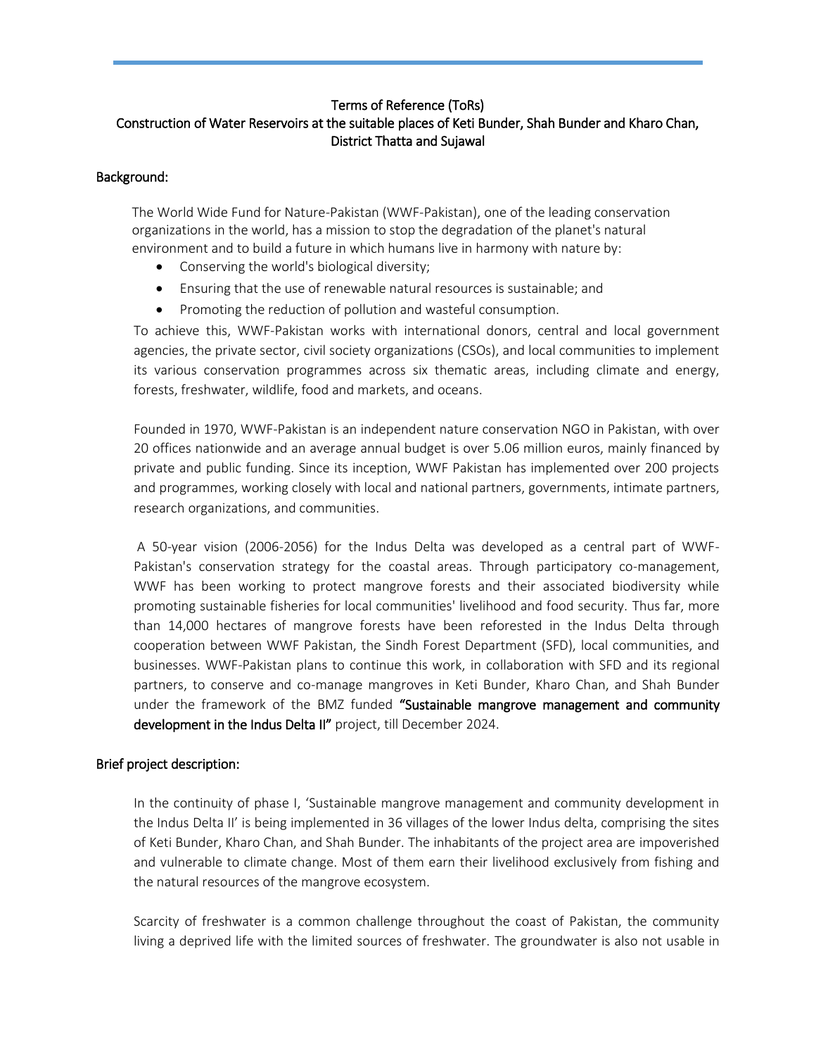# Terms of Reference (ToRs)

## Construction of Water Reservoirs at the suitable places of Keti Bunder, Shah Bunder and Kharo Chan, District Thatta and Sujawal

### Background:

The World Wide Fund for Nature-Pakistan (WWF-Pakistan), one of the leading conservation organizations in the world, has a mission to stop the degradation of the planet's natural environment and to build a future in which humans live in harmony with nature by:

- Conserving the world's biological diversity;
- Ensuring that the use of renewable natural resources is sustainable; and
- Promoting the reduction of pollution and wasteful consumption.

To achieve this, WWF-Pakistan works with international donors, central and local government agencies, the private sector, civil society organizations (CSOs), and local communities to implement its various conservation programmes across six thematic areas, including climate and energy, forests, freshwater, wildlife, food and markets, and oceans.

Founded in 1970, WWF-Pakistan is an independent nature conservation NGO in Pakistan, with over 20 offices nationwide and an average annual budget is over 5.06 million euros, mainly financed by private and public funding. Since its inception, WWF Pakistan has implemented over 200 projects and programmes, working closely with local and national partners, governments, intimate partners, research organizations, and communities.

A 50-year vision (2006-2056) for the Indus Delta was developed as a central part of WWF-Pakistan's conservation strategy for the coastal areas. Through participatory co-management, WWF has been working to protect mangrove forests and their associated biodiversity while promoting sustainable fisheries for local communities' livelihood and food security. Thus far, more than 14,000 hectares of mangrove forests have been reforested in the Indus Delta through cooperation between WWF Pakistan, the Sindh Forest Department (SFD), local communities, and businesses. WWF-Pakistan plans to continue this work, in collaboration with SFD and its regional partners, to conserve and co-manage mangroves in Keti Bunder, Kharo Chan, and Shah Bunder under the framework of the BMZ funded **"Sustainable mangrove management and community development in the Indus Delta II"** project, till December 2024.

### Brief project description:

In the continuity of phase I, 'Sustainable mangrove management and community development in the Indus Delta II' is being implemented in 36 villages of the lower Indus delta, comprising the sites of Keti Bunder, Kharo Chan, and Shah Bunder. The inhabitants of the project area are impoverished and vulnerable to climate change. Most of them earn their livelihood exclusively from fishing and the natural resources of the mangrove ecosystem.

Scarcity of freshwater is a common challenge throughout the coast of Pakistan, the community living a deprived life with the limited sources of freshwater. The groundwater is also not usable in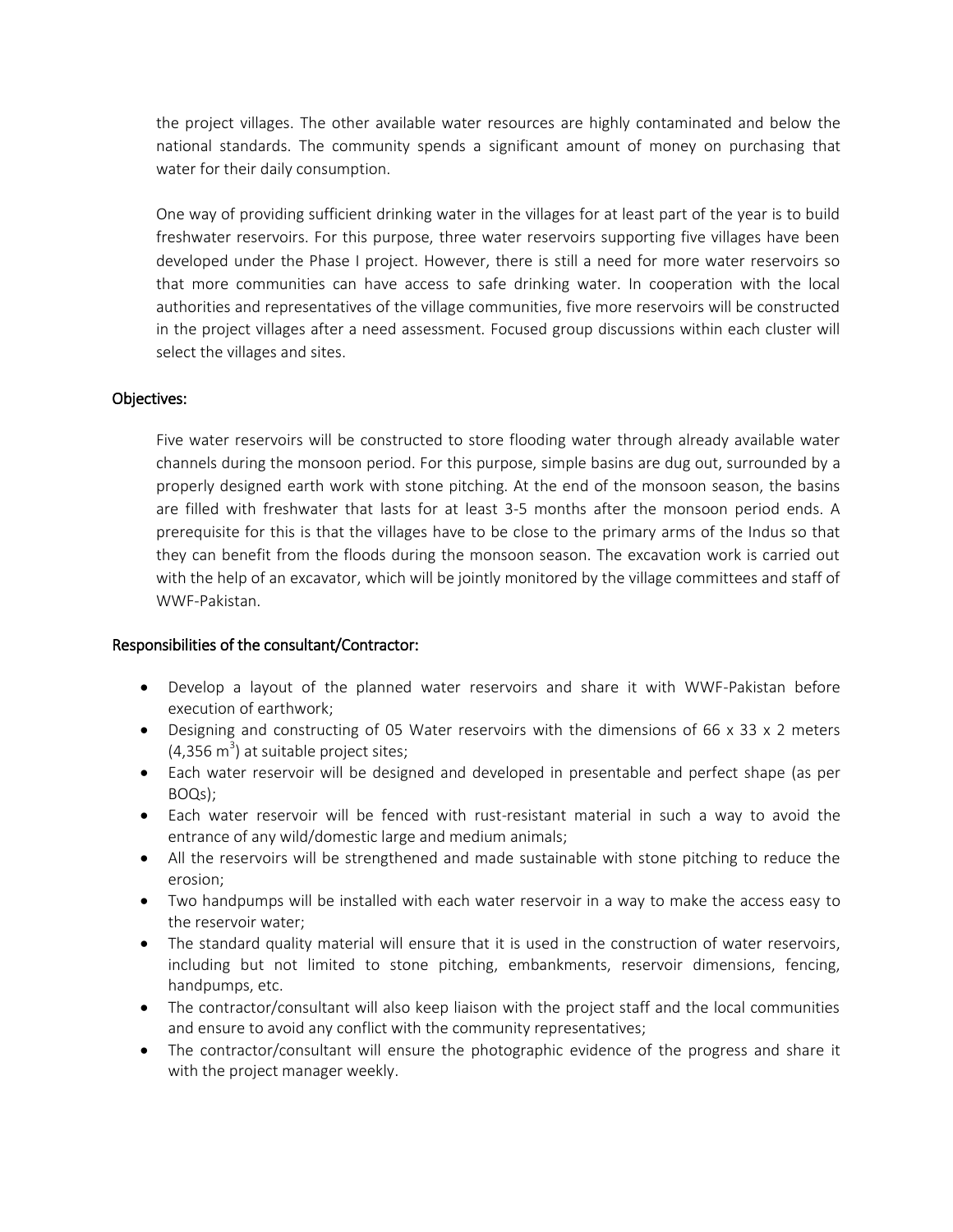the project villages. The other available water resources are highly contaminated and below the national standards. The community spends a significant amount of money on purchasing that water for their daily consumption.

One way of providing sufficient drinking water in the villages for at least part of the year is to build freshwater reservoirs. For this purpose, three water reservoirs supporting five villages have been developed under the Phase I project. However, there is still a need for more water reservoirs so that more communities can have access to safe drinking water. In cooperation with the local authorities and representatives of the village communities, five more reservoirs will be constructed in the project villages after a need assessment. Focused group discussions within each cluster will select the villages and sites.

## Objectives:

Five water reservoirs will be constructed to store flooding water through already available water channels during the monsoon period. For this purpose, simple basins are dug out, surrounded by a properly designed earth work with stone pitching. At the end of the monsoon season, the basins are filled with freshwater that lasts for at least 3-5 months after the monsoon period ends. A prerequisite for this is that the villages have to be close to the primary arms of the Indus so that they can benefit from the floods during the monsoon season. The excavation work is carried out with the help of an excavator, which will be jointly monitored by the village committees and staff of WWF-Pakistan.

## Responsibilities of the consultant/Contractor:

- Develop a layout of the planned water reservoirs and share it with WWF-Pakistan before execution of earthwork;
- Designing and constructing of 05 Water reservoirs with the dimensions of 66 x 33 x 2 meters (4,356 $m^3$) at suitable project sites;
- Each water reservoir will be designed and developed in presentable and perfect shape (as per BOQs);
- Each water reservoir will be fenced with rust-resistant material in such a way to avoid the entrance of any wild/domestic large and medium animals;
- All the reservoirs will be strengthened and made sustainable with stone pitching to reduce the erosion;
- Two handpumps will be installed with each water reservoir in a way to make the access easy to the reservoir water;
- The standard quality material will ensure that it is used in the construction of water reservoirs, including but not limited to stone pitching, embankments, reservoir dimensions, fencing, handpumps, etc.
- The contractor/consultant will also keep liaison with the project staff and the local communities and ensure to avoid any conflict with the community representatives;
- The contractor/consultant will ensure the photographic evidence of the progress and share it with the project manager weekly.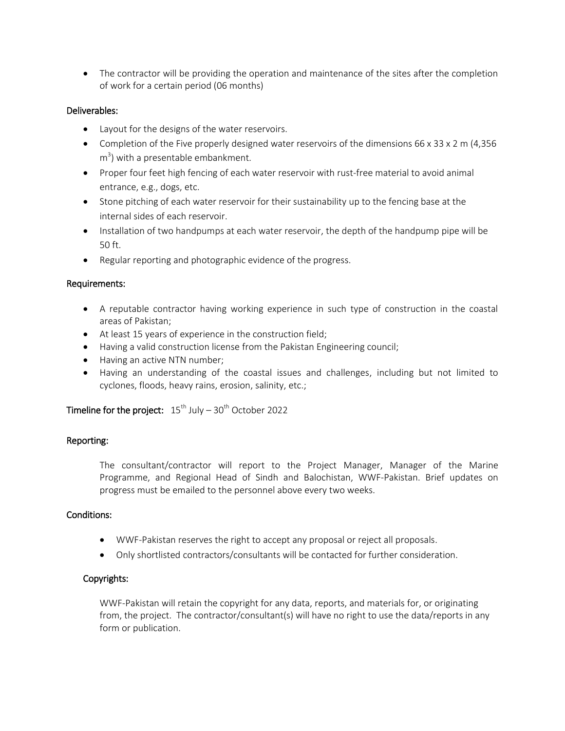- The contractor will be providing the operation and maintenance of the sites after the completion of work for a certain period (06 months)

## Deliverables:

- Layout for the designs of the water reservoirs.
- Completion of the Five properly designed water reservoirs of the dimensions 66 x 33 x 2 m (4,356 $m^3$) with a presentable embankment.
- Proper four feet high fencing of each water reservoir with rust-free material to avoid animal entrance, e.g., dogs, etc.
- Stone pitching of each water reservoir for their sustainability up to the fencing base at the internal sides of each reservoir.
- Installation of two handpumps at each water reservoir, the depth of the handpump pipe will be 50 ft.
- Regular reporting and photographic evidence of the progress.

## Requirements:

- A reputable contractor having working experience in such type of construction in the coastal areas of Pakistan;
- At least 15 years of experience in the construction field;
- Having a valid construction license from the Pakistan Engineering council;
- Having an active NTN number;
- Having an understanding of the coastal issues and challenges, including but not limited to cyclones, floods, heavy rains, erosion, salinity, etc.;

**Timeline for the project:** 15th July – 30th October 2022

## Reporting:

The consultant/contractor will report to the Project Manager, Manager of the Marine Programme, and Regional Head of Sindh and Balochistan, WWF-Pakistan. Brief updates on progress must be emailed to the personnel above every two weeks.

## Conditions:

- WWF-Pakistan reserves the right to accept any proposal or reject all proposals.
- Only shortlisted contractors/consultants will be contacted for further consideration.

## Copyrights:

WWF-Pakistan will retain the copyright for any data, reports, and materials for, or originating from, the project. The contractor/consultant(s) will have no right to use the data/reports in any form or publication.